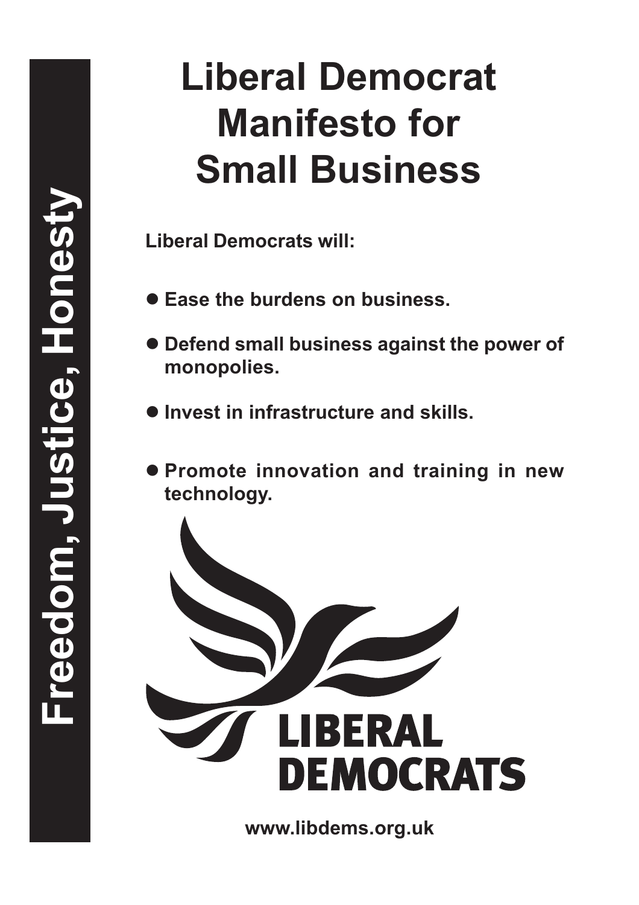Freedom, Justice, Honesty

# Liberal Democrat Manifesto for Small Business

**Liberal Democrats will:**

- **Ease the burdens on business.**
- **Defend small business against the power of monopolies.**
- **Invest in infrastructure and skills.**
- **Promote innovation and training in new technology.**

LIBERAL DEMOCRATS

www.libdems.org.uk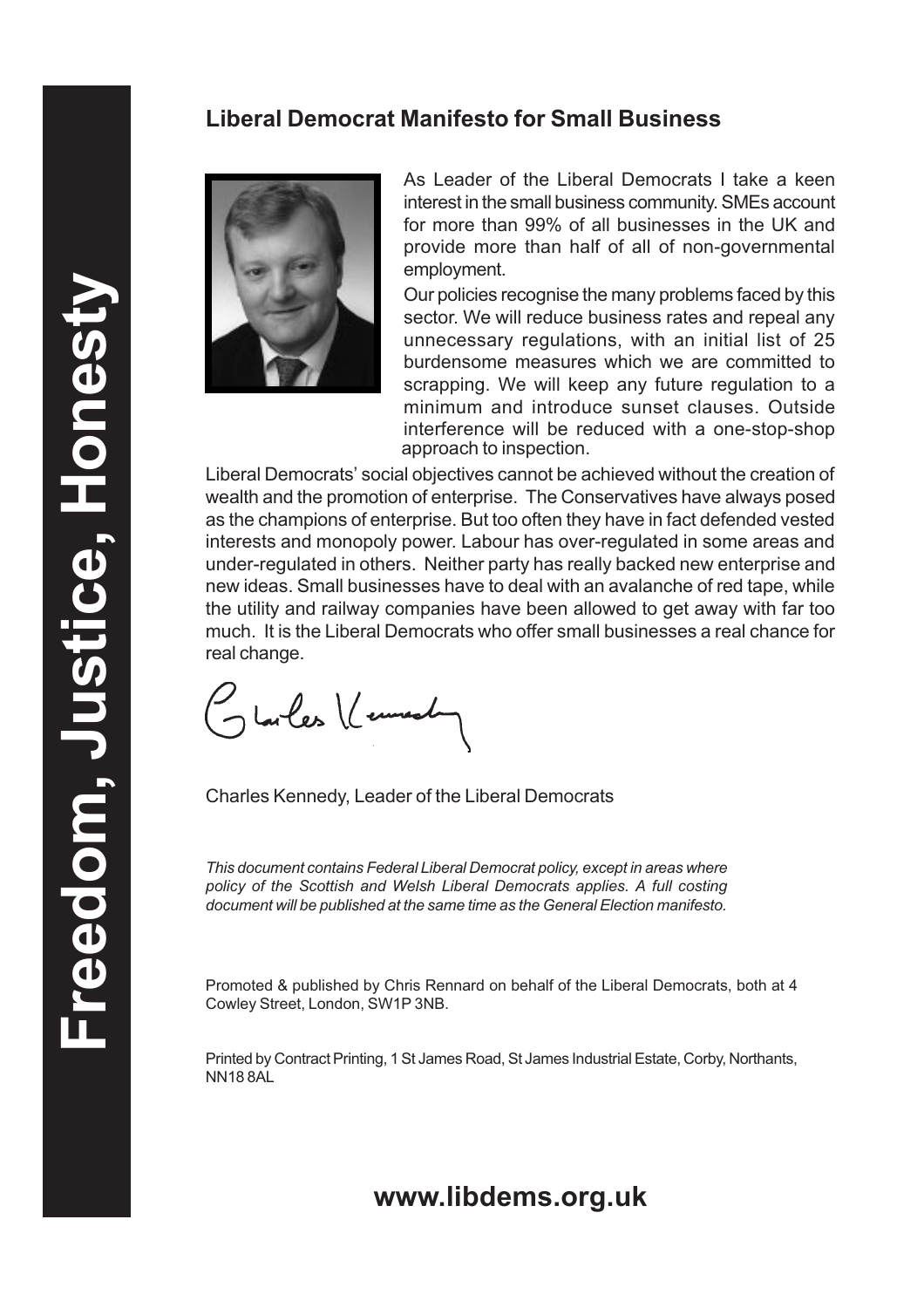## Liberal Democrat Manifesto for Small Business

As Leader of the Liberal Democrats I take a keen interest in the small business community. SMEs account for more than 99% of all businesses in the UK and provide more than half of all of non-governmental employment.

Our policies recognise the many problems faced by this sector. We will reduce business rates and repeal any unnecessary regulations, with an initial list of 25 burdensome measures which we are committed to scrapping. We will keep any future regulation to a minimum and introduce sunset clauses. Outside interference will be reduced with a one-stop-shop approach to inspection.

Liberal Democrats' social objectives cannot be achieved without the creation of wealth and the promotion of enterprise. The Conservatives have always posed as the champions of enterprise. But too often they have in fact defended vested interests and monopoly power. Labour has over-regulated in some areas and under-regulated in others. Neither party has really backed new enterprise and new ideas. Small businesses have to deal with an avalanche of red tape, while the utility and railway companies have been allowed to get away with far too much. It is the Liberal Democrats who offer small businesses a real chance for real change.

Charles Kennedy, Leader of the Liberal Democrats

*This document contains Federal Liberal Democrat policy, except in areas where policy of the Scottish and Welsh Liberal Democrats applies. A full costing document will be published at the same time as the General Election manifesto.*

Promoted & published by Chris Rennard on behalf of the Liberal Democrats, both at 4 Cowley Street, London, SW1P 3NB.

Printed by Contract Printing, 1 St James Road, St James Industrial Estate, Corby, Northants, NN18 8AL

**Freedom, Justice, Honesty**

**www.libdems.org.uk**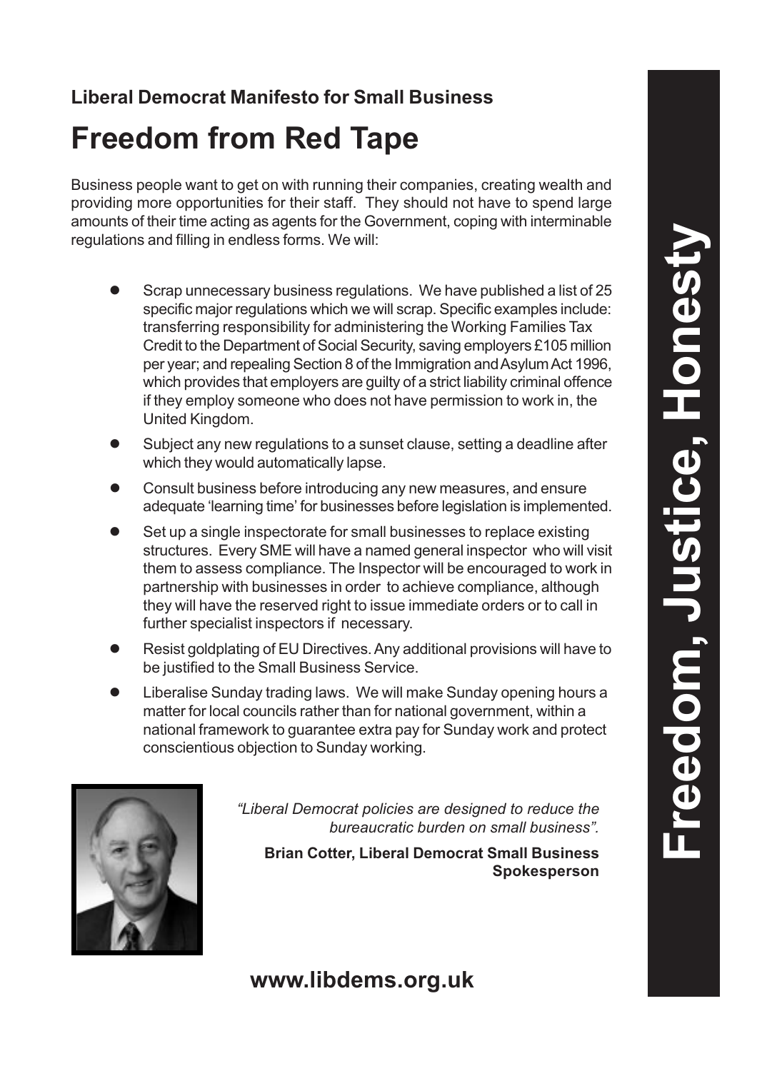**Liberal Democrat Manifesto for Small Business**

# Freedom from Red Tape

Business people want to get on with running their companies, creating wealth and providing more opportunities for their staff. They should not have to spend large amounts of their time acting as agents for the Government, coping with interminable regulations and filling in endless forms. We will:

- Scrap unnecessary business regulations. We have published a list of 25 specific major regulations which we will scrap. Specific examples include: transferring responsibility for administering the Working Families Tax Credit to the Department of Social Security, saving employers £105 million per year; and repealing Section 8 of the Immigration and Asylum Act 1996, which provides that employers are guilty of a strict liability criminal offence if they employ someone who does not have permission to work in, the United Kingdom.
- Subject any new regulations to a sunset clause, setting a deadline after which they would automatically lapse.
- Consult business before introducing any new measures, and ensure adequate 'learning time' for businesses before legislation is implemented.
- Set up a single inspectorate for small businesses to replace existing structures. Every SME will have a named general inspector who will visit them to assess compliance. The Inspector will be encouraged to work in partnership with businesses in order to achieve compliance, although they will have the reserved right to issue immediate orders or to call in further specialist inspectors if necessary.
- Resist goldplating of EU Directives. Any additional provisions will have to be justified to the Small Business Service.
- Liberalise Sunday trading laws. We will make Sunday opening hours a matter for local councils rather than for national government, within a national framework to guarantee extra pay for Sunday work and protect conscientious objection to Sunday working.

*"Liberal Democrat policies are designed to reduce the bureaucratic burden on small business".*

**Brian Cotter, Liberal Democrat Small Business Spokesperson**

**www.libdems.org.uk**

**Freedom, Justice, Honesty**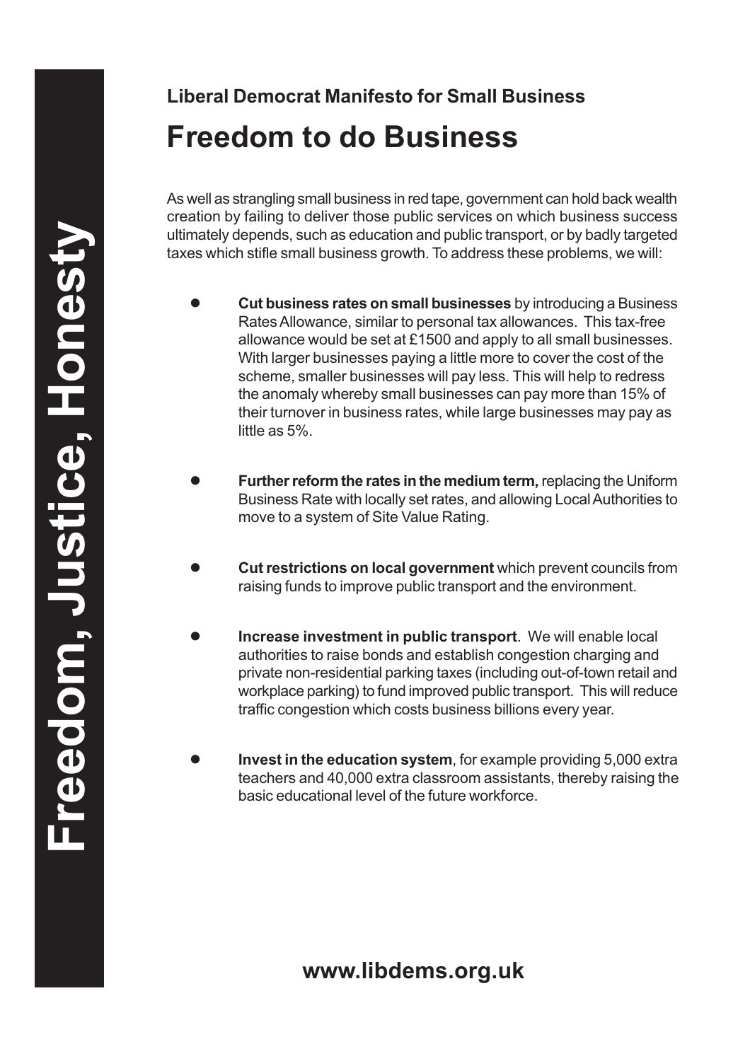**Liberal Democrat Manifesto for Small Business**

# Freedom to do Business

As well as strangling small business in red tape, government can hold back wealth creation by failing to deliver those public services on which business success ultimately depends, such as education and public transport, or by badly targeted taxes which stifle small business growth. To address these problems, we will:

- **Cut business rates on small businesses** by introducing a Business Rates Allowance, similar to personal tax allowances. This tax-free allowance would be set at £1500 and apply to all small businesses. With larger businesses paying a little more to cover the cost of the scheme, smaller businesses will pay less. This will help to redress the anomaly whereby small businesses can pay more than 15% of their turnover in business rates, while large businesses may pay as little as 5%.

- **Further reform the rates in the medium term,** replacing the Uniform Business Rate with locally set rates, and allowing Local Authorities to move to a system of Site Value Rating.

- **Cut restrictions on local government** which prevent councils from raising funds to improve public transport and the environment.

- **Increase investment in public transport**. We will enable local authorities to raise bonds and establish congestion charging and private non-residential parking taxes (including out-of-town retail and workplace parking) to fund improved public transport. This will reduce traffic congestion which costs business billions every year.

- **Invest in the education system**, for example providing 5,000 extra teachers and 40,000 extra classroom assistants, thereby raising the basic educational level of the future workforce.

**www.libdems.org.uk**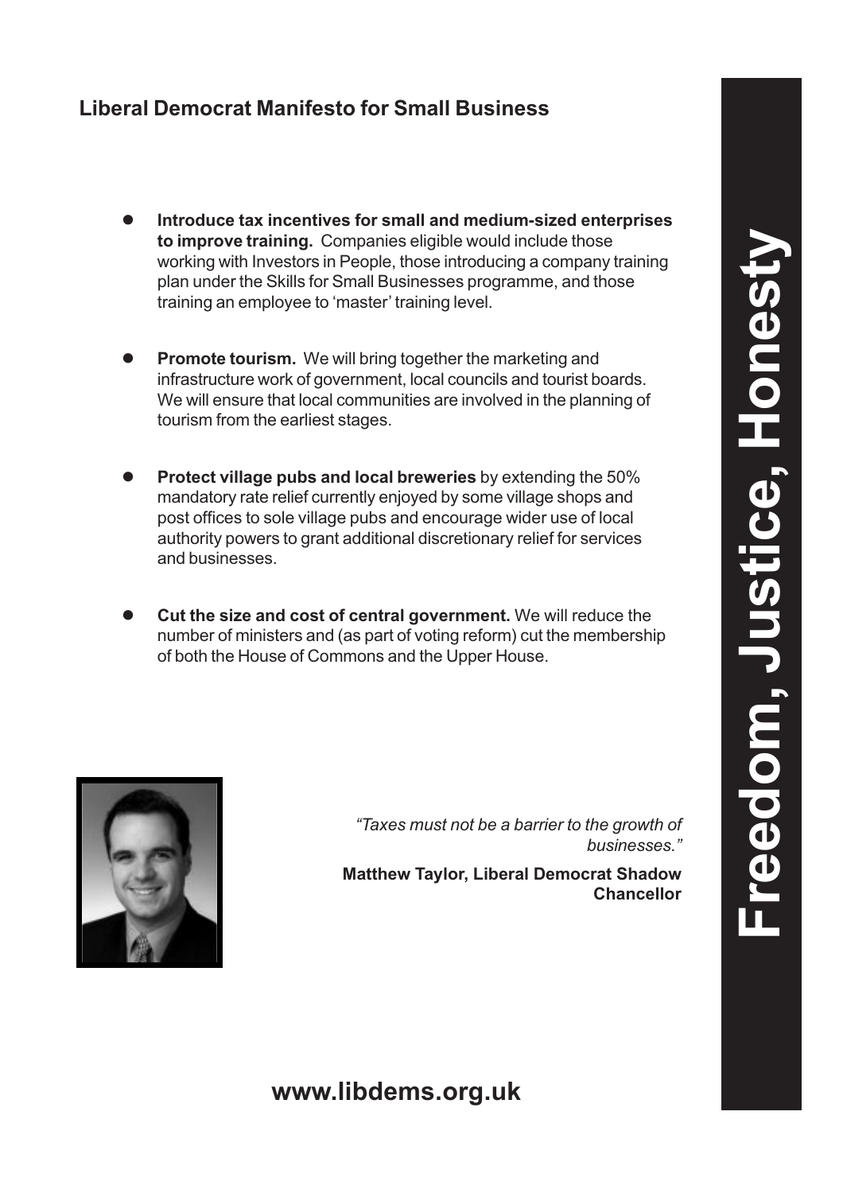## Liberal Democrat Manifesto for Small Business

- **Introduce tax incentives for small and medium-sized enterprises to improve training.** Companies eligible would include those working with Investors in People, those introducing a company training plan under the Skills for Small Businesses programme, and those training an employee to 'master' training level.

- **Promote tourism.** We will bring together the marketing and infrastructure work of government, local councils and tourist boards. We will ensure that local communities are involved in the planning of tourism from the earliest stages.

- **Protect village pubs and local breweries** by extending the 50% mandatory rate relief currently enjoyed by some village shops and post offices to sole village pubs and encourage wider use of local authority powers to grant additional discretionary relief for services and businesses.

- **Cut the size and cost of central government.** We will reduce the number of ministers and (as part of voting reform) cut the membership of both the House of Commons and the Upper House.

*"Taxes must not be a barrier to the growth of businesses."*

**Matthew Taylor, Liberal Democrat Shadow Chancellor**

**Freedom, Justice, Honesty**

**www.libdems.org.uk**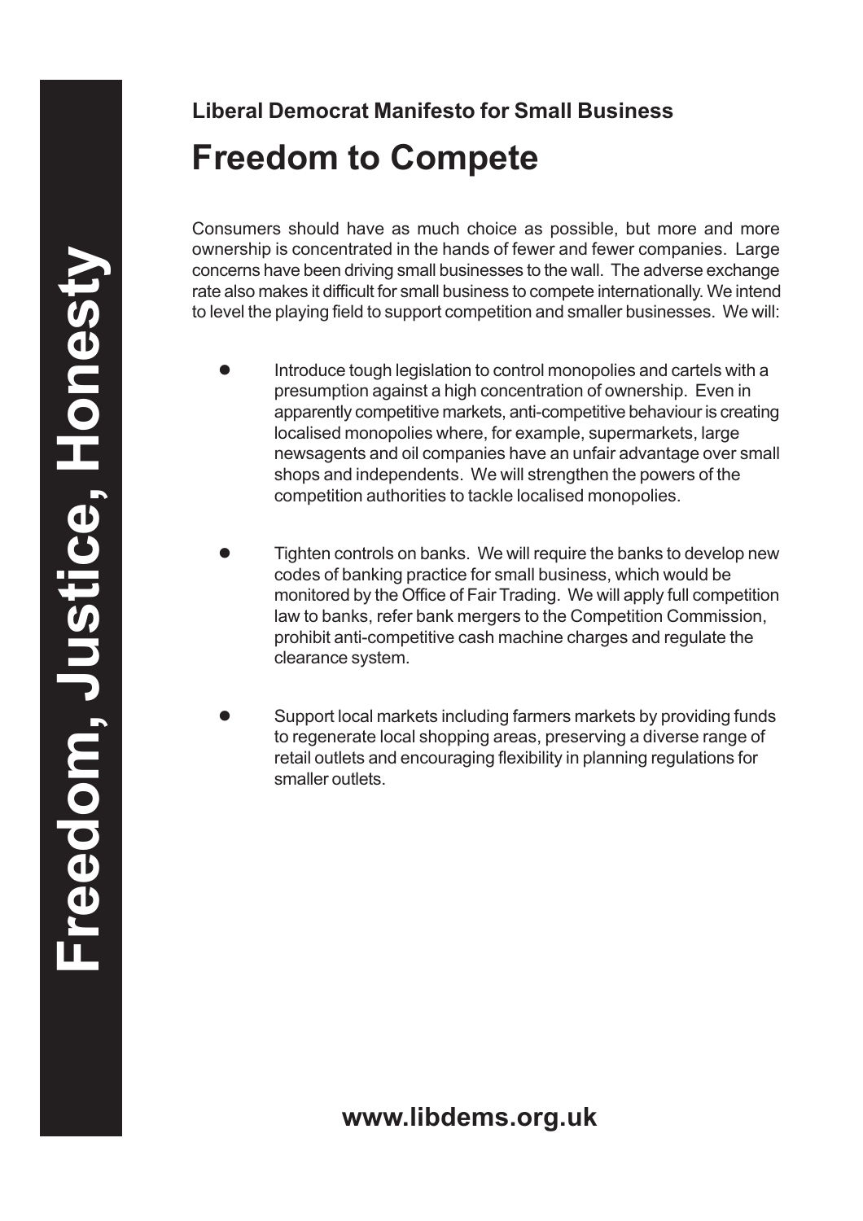**Liberal Democrat Manifesto for Small Business**

# Freedom to Compete

Consumers should have as much choice as possible, but more and more ownership is concentrated in the hands of fewer and fewer companies. Large concerns have been driving small businesses to the wall. The adverse exchange rate also makes it difficult for small business to compete internationally. We intend to level the playing field to support competition and smaller businesses. We will:

- Introduce tough legislation to control monopolies and cartels with a presumption against a high concentration of ownership. Even in apparently competitive markets, anti-competitive behaviour is creating localised monopolies where, for example, supermarkets, large newsagents and oil companies have an unfair advantage over small shops and independents. We will strengthen the powers of the competition authorities to tackle localised monopolies.

- Tighten controls on banks. We will require the banks to develop new codes of banking practice for small business, which would be monitored by the Office of Fair Trading. We will apply full competition law to banks, refer bank mergers to the Competition Commission, prohibit anti-competitive cash machine charges and regulate the clearance system.

- Support local markets including farmers markets by providing funds to regenerate local shopping areas, preserving a diverse range of retail outlets and encouraging flexibility in planning regulations for smaller outlets.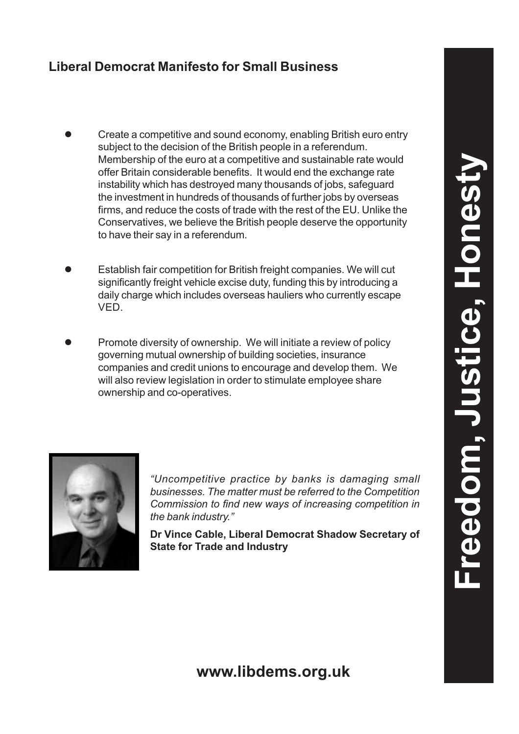## Liberal Democrat Manifesto for Small Business

- Create a competitive and sound economy, enabling British euro entry subject to the decision of the British people in a referendum. Membership of the euro at a competitive and sustainable rate would offer Britain considerable benefits. It would end the exchange rate instability which has destroyed many thousands of jobs, safeguard the investment in hundreds of thousands of further jobs by overseas firms, and reduce the costs of trade with the rest of the EU. Unlike the Conservatives, we believe the British people deserve the opportunity to have their say in a referendum.

- Establish fair competition for British freight companies. We will cut significantly freight vehicle excise duty, funding this by introducing a daily charge which includes overseas hauliers who currently escape VED.

- Promote diversity of ownership. We will initiate a review of policy governing mutual ownership of building societies, insurance companies and credit unions to encourage and develop them. We will also review legislation in order to stimulate employee share ownership and co-operatives.

*"Uncompetitive practice by banks is damaging small businesses. The matter must be referred to the Competition Commission to find new ways of increasing competition in the bank industry."*

**Dr Vince Cable, Liberal Democrat Shadow Secretary of State for Trade and Industry**

**Freedom, Justice, Honesty**

**www.libdems.org.uk**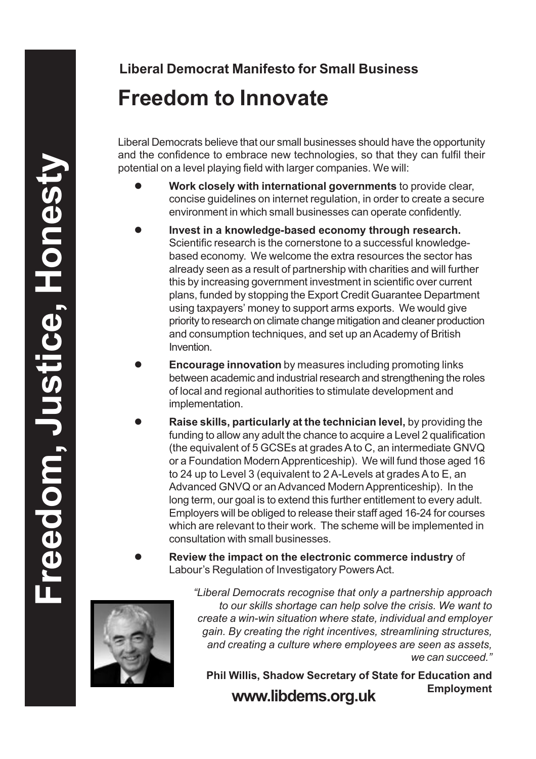Freedom, Justice, Honesty

**Liberal Democrat Manifesto for Small Business**

# Freedom to Innovate

Liberal Democrats believe that our small businesses should have the opportunity and the confidence to embrace new technologies, so that they can fulfil their potential on a level playing field with larger companies. We will:

- **Work closely with international governments** to provide clear, concise guidelines on internet regulation, in order to create a secure environment in which small businesses can operate confidently.
- **Invest in a knowledge-based economy through research.** Scientific research is the cornerstone to a successful knowledge-based economy. We welcome the extra resources the sector has already seen as a result of partnership with charities and will further this by increasing government investment in scientific over current plans, funded by stopping the Export Credit Guarantee Department using taxpayers' money to support arms exports. We would give priority to research on climate change mitigation and cleaner production and consumption techniques, and set up an Academy of British Invention.
- **Encourage innovation** by measures including promoting links between academic and industrial research and strengthening the roles of local and regional authorities to stimulate development and implementation.
- **Raise skills, particularly at the technician level,** by providing the funding to allow any adult the chance to acquire a Level 2 qualification (the equivalent of 5 GCSEs at grades A to C, an intermediate GNVQ or a Foundation Modern Apprenticeship). We will fund those aged 16 to 24 up to Level 3 (equivalent to 2 A-Levels at grades A to E, an Advanced GNVQ or an Advanced Modern Apprenticeship). In the long term, our goal is to extend this further entitlement to every adult. Employers will be obliged to release their staff aged 16-24 for courses which are relevant to their work. The scheme will be implemented in consultation with small businesses.
- **Review the impact on the electronic commerce industry** of Labour's Regulation of Investigatory Powers Act.

*"Liberal Democrats recognise that only a partnership approach to our skills shortage can help solve the crisis. We want to create a win-win situation where state, individual and employer gain. By creating the right incentives, streamlining structures, and creating a culture where employees are seen as assets, we can succeed."*

**Phil Willis, Shadow Secretary of State for Education and Employment**

**www.libdems.org.uk**